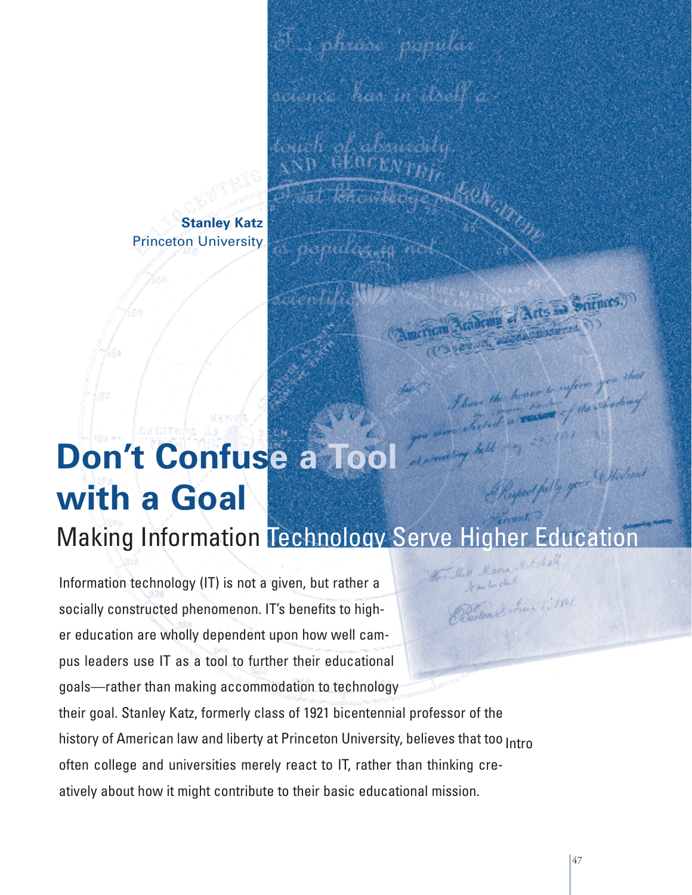Stanley Katz
Princeton University

# Don't Confuse a Tool with a Goal

## Making Information Technology Serve Higher Education

Information technology (IT) is not a given, but rather a socially constructed phenomenon. IT's benefits to higher education are wholly dependent upon how well campus leaders use IT as a tool to further their educational goals—rather than making accommodation to technology their goal. Stanley Katz, formerly class of 1921 bicentennial professor of the history of American law and liberty at Princeton University, believes that too often college and universities merely react to IT, rather than thinking creatively about how it might contribute to their basic educational mission.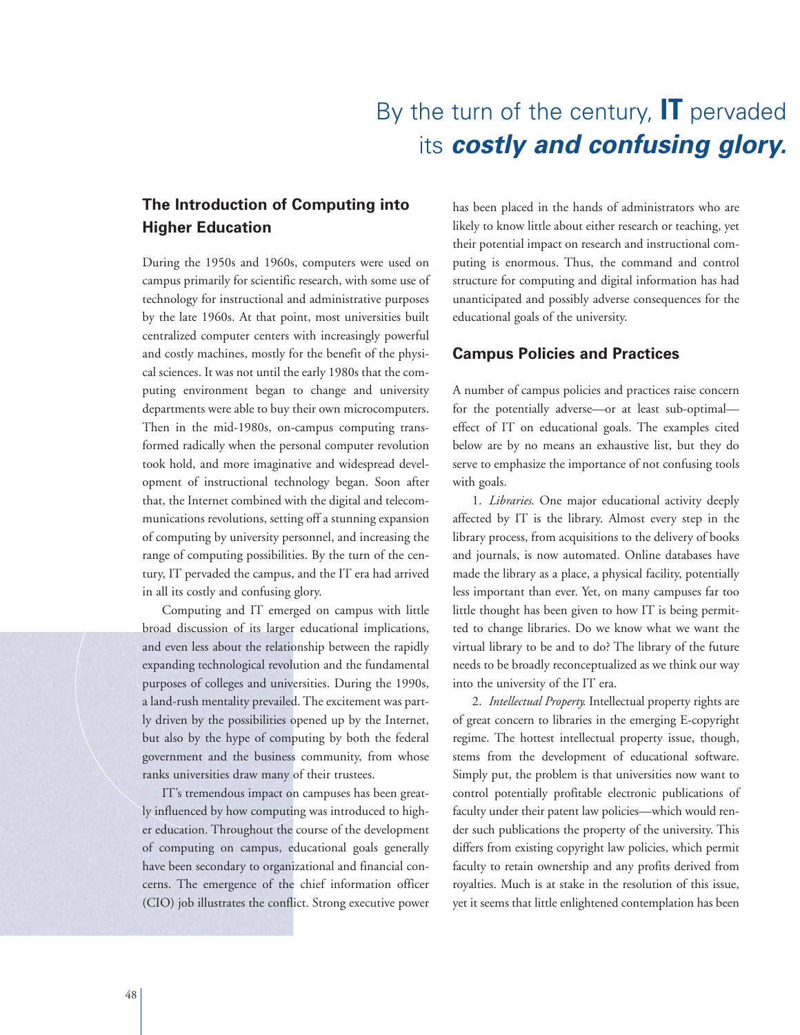By the turn of the century, **IT** pervaded its ***costly and confusing glory.***

## The Introduction of Computing into Higher Education

During the 1950s and 1960s, computers were used on campus primarily for scientific research, with some use of technology for instructional and administrative purposes by the late 1960s. At that point, most universities built centralized computer centers with increasingly powerful and costly machines, mostly for the benefit of the physical sciences. It was not until the early 1980s that the computing environment began to change and university departments were able to buy their own microcomputers. Then in the mid-1980s, on-campus computing transformed radically when the personal computer revolution took hold, and more imaginative and widespread development of instructional technology began. Soon after that, the Internet combined with the digital and telecommunications revolutions, setting off a stunning expansion of computing by university personnel, and increasing the range of computing possibilities. By the turn of the century, IT pervaded the campus, and the IT era had arrived in all its costly and confusing glory.

Computing and IT emerged on campus with little broad discussion of its larger educational implications, and even less about the relationship between the rapidly expanding technological revolution and the fundamental purposes of colleges and universities. During the 1990s, a land-rush mentality prevailed. The excitement was partly driven by the possibilities opened up by the Internet, but also by the hype of computing by both the federal government and the business community, from whose ranks universities draw many of their trustees.

IT's tremendous impact on campuses has been greatly influenced by how computing was introduced to higher education. Throughout the course of the development of computing on campus, educational goals generally have been secondary to organizational and financial concerns. The emergence of the chief information officer (CIO) job illustrates the conflict. Strong executive power has been placed in the hands of administrators who are likely to know little about either research or teaching, yet their potential impact on research and instructional computing is enormous. Thus, the command and control structure for computing and digital information has had unanticipated and possibly adverse consequences for the educational goals of the university.

## Campus Policies and Practices

A number of campus policies and practices raise concern for the potentially adverse—or at least sub-optimal—effect of IT on educational goals. The examples cited below are by no means an exhaustive list, but they do serve to emphasize the importance of not confusing tools with goals.

1. *Libraries.* One major educational activity deeply affected by IT is the library. Almost every step in the library process, from acquisitions to the delivery of books and journals, is now automated. Online databases have made the library as a place, a physical facility, potentially less important than ever. Yet, on many campuses far too little thought has been given to how IT is being permitted to change libraries. Do we know what we want the virtual library to be and to do? The library of the future needs to be broadly reconceptualized as we think our way into the university of the IT era.

2. *Intellectual Property.* Intellectual property rights are of great concern to libraries in the emerging E-copyright regime. The hottest intellectual property issue, though, stems from the development of educational software. Simply put, the problem is that universities now want to control potentially profitable electronic publications of faculty under their patent law policies—which would render such publications the property of the university. This differs from existing copyright law policies, which permit faculty to retain ownership and any profits derived from royalties. Much is at stake in the resolution of this issue, yet it seems that little enlightened contemplation has been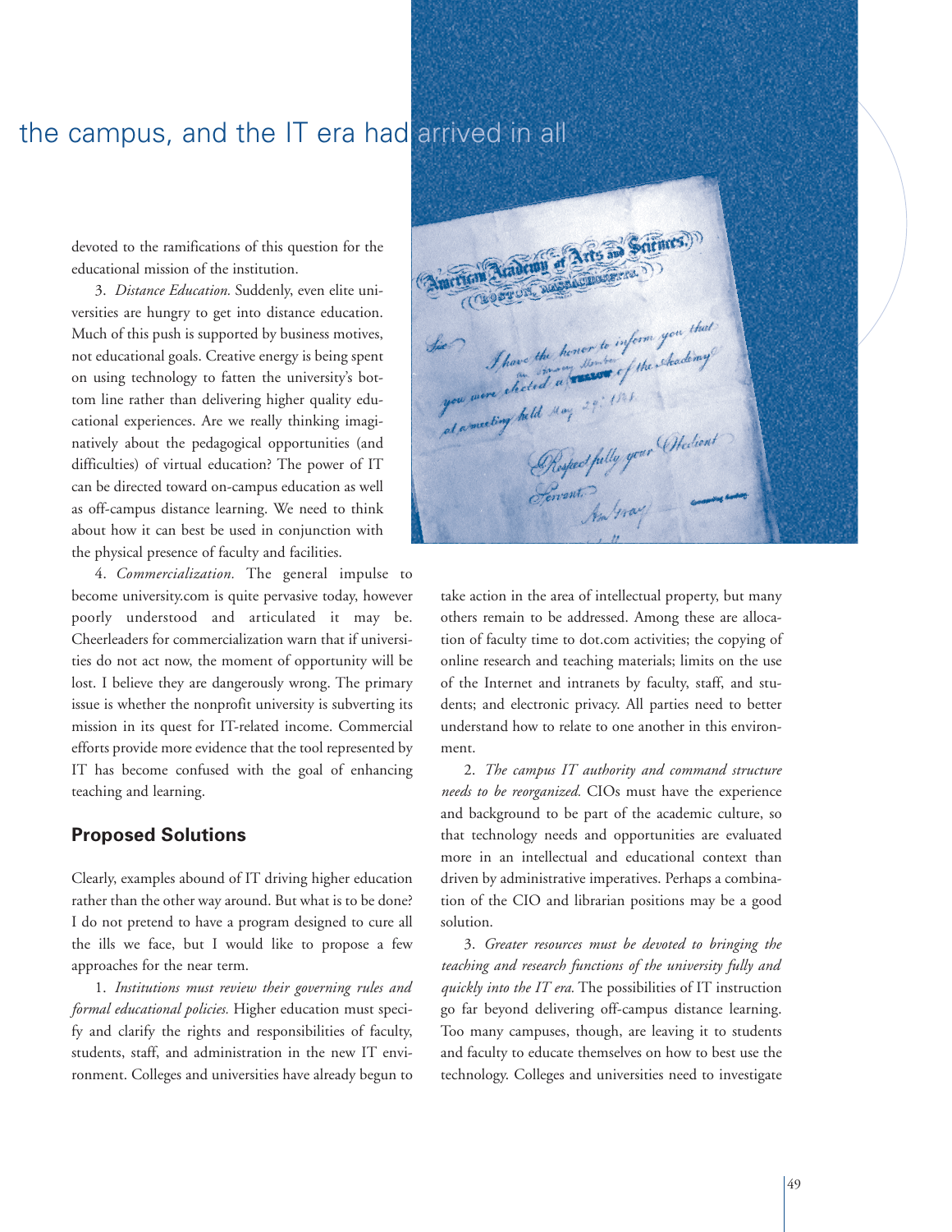the campus, and the IT era had arrived in all

devoted to the ramifications of this question for the educational mission of the institution.

3. *Distance Education.* Suddenly, even elite universities are hungry to get into distance education. Much of this push is supported by business motives, not educational goals. Creative energy is being spent on using technology to fatten the university's bottom line rather than delivering higher quality educational experiences. Are we really thinking imaginatively about the pedagogical opportunities (and difficulties) of virtual education? The power of IT can be directed toward on-campus education as well as off-campus distance learning. We need to think about how it can best be used in conjunction with the physical presence of faculty and facilities.

4. *Commercialization.* The general impulse to become university.com is quite pervasive today, however poorly understood and articulated it may be. Cheerleaders for commercialization warn that if universities do not act now, the moment of opportunity will be lost. I believe they are dangerously wrong. The primary issue is whether the nonprofit university is subverting its mission in its quest for IT-related income. Commercial efforts provide more evidence that the tool represented by IT has become confused with the goal of enhancing teaching and learning.

### Proposed Solutions

Clearly, examples abound of IT driving higher education rather than the other way around. But what is to be done? I do not pretend to have a program designed to cure all the ills we face, but I would like to propose a few approaches for the near term.

1. *Institutions must review their governing rules and formal educational policies.* Higher education must specify and clarify the rights and responsibilities of faculty, students, staff, and administration in the new IT environment. Colleges and universities have already begun to take action in the area of intellectual property, but many others remain to be addressed. Among these are allocation of faculty time to dot.com activities; the copying of online research and teaching materials; limits on the use of the Internet and intranets by faculty, staff, and students; and electronic privacy. All parties need to better understand how to relate to one another in this environment.

2. *The campus IT authority and command structure needs to be reorganized.* CIOs must have the experience and background to be part of the academic culture, so that technology needs and opportunities are evaluated more in an intellectual and educational context than driven by administrative imperatives. Perhaps a combination of the CIO and librarian positions may be a good solution.

3. *Greater resources must be devoted to bringing the teaching and research functions of the university fully and quickly into the IT era.* The possibilities of IT instruction go far beyond delivering off-campus distance learning. Too many campuses, though, are leaving it to students and faculty to educate themselves on how to best use the technology. Colleges and universities need to investigate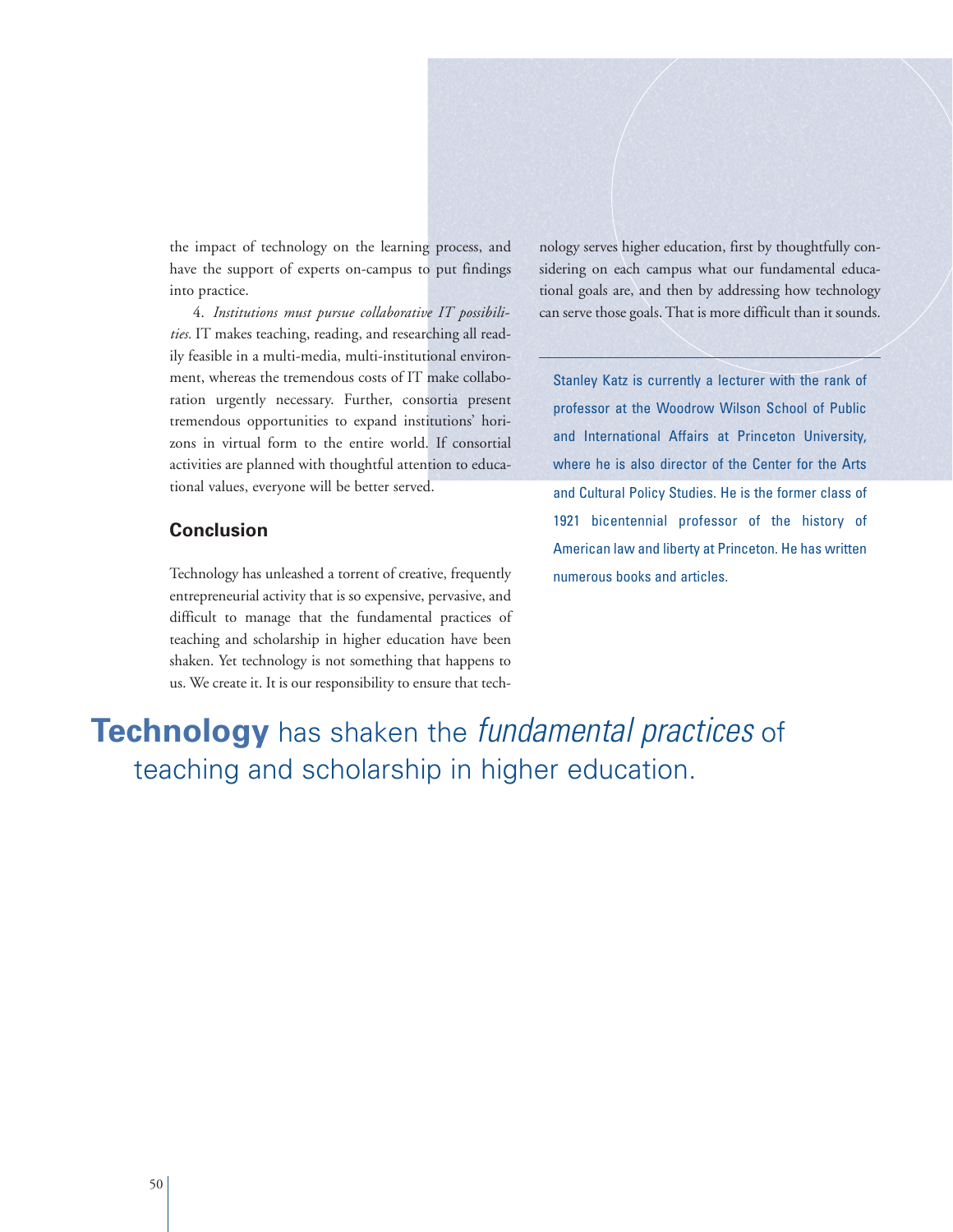the impact of technology on the learning process, and have the support of experts on-campus to put findings into practice.

4. *Institutions must pursue collaborative IT possibilities.* IT makes teaching, reading, and researching all readily feasible in a multi-media, multi-institutional environment, whereas the tremendous costs of IT make collaboration urgently necessary. Further, consortia present tremendous opportunities to expand institutions' horizons in virtual form to the entire world. If consortial activities are planned with thoughtful attention to educational values, everyone will be better served.

## Conclusion

Technology has unleashed a torrent of creative, frequently entrepreneurial activity that is so expensive, pervasive, and difficult to manage that the fundamental practices of teaching and scholarship in higher education have been shaken. Yet technology is not something that happens to us. We create it. It is our responsibility to ensure that technology serves higher education, first by thoughtfully considering on each campus what our fundamental educational goals are, and then by addressing how technology can serve those goals. That is more difficult than it sounds.

---

Stanley Katz is currently a lecturer with the rank of professor at the Woodrow Wilson School of Public and International Affairs at Princeton University, where he is also director of the Center for the Arts and Cultural Policy Studies. He is the former class of 1921 bicentennial professor of the history of American law and liberty at Princeton. He has written numerous books and articles.

**Technology** has shaken the *fundamental practices* of teaching and scholarship in higher education.